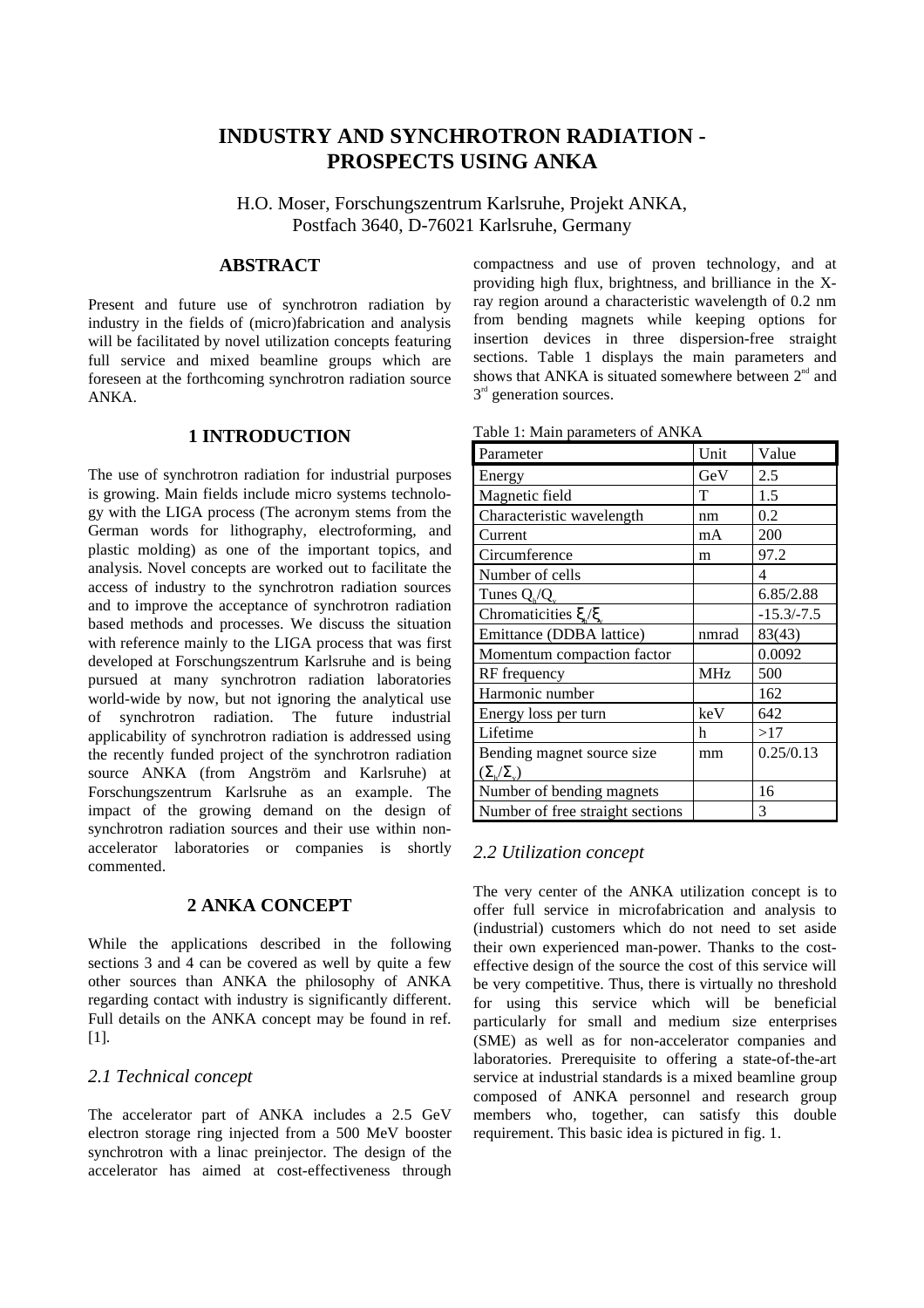# INDUSTRY AND SYNCHROTRON RADIATION - PROSPECTS USING ANKA

H.O. Moser, Forschungszentrum Karlsruhe, Projekt ANKA,
Postfach 3640, D-76021 Karlsruhe, Germany

## ABSTRACT

Present and future use of synchrotron radiation by industry in the fields of (micro)fabrication and analysis will be facilitated by novel utilization concepts featuring full service and mixed beamline groups which are foreseen at the forthcoming synchrotron radiation source ANKA.

## 1 INTRODUCTION

The use of synchrotron radiation for industrial purposes is growing. Main fields include micro systems technology with the LIGA process (The acronym stems from the German words for lithography, electroforming, and plastic molding) as one of the important topics, and analysis. Novel concepts are worked out to facilitate the access of industry to the synchrotron radiation sources and to improve the acceptance of synchrotron radiation based methods and processes. We discuss the situation with reference mainly to the LIGA process that was first developed at Forschungszentrum Karlsruhe and is being pursued at many synchrotron radiation laboratories world-wide by now, but not ignoring the analytical use of synchrotron radiation. The future industrial applicability of synchrotron radiation is addressed using the recently funded project of the synchrotron radiation source ANKA (from Angström and Karlsruhe) at Forschungszentrum Karlsruhe as an example. The impact of the growing demand on the design of synchrotron radiation sources and their use within non-accelerator laboratories or companies is shortly commented.

## 2 ANKA CONCEPT

While the applications described in the following sections 3 and 4 can be covered as well by quite a few other sources than ANKA the philosophy of ANKA regarding contact with industry is significantly different. Full details on the ANKA concept may be found in ref. [1].

### *2.1 Technical concept*

The accelerator part of ANKA includes a 2.5 GeV electron storage ring injected from a 500 MeV booster synchrotron with a linac preinjector. The design of the accelerator has aimed at cost-effectiveness through compactness and use of proven technology, and at providing high flux, brightness, and brilliance in the X-ray region around a characteristic wavelength of 0.2 nm from bending magnets while keeping options for insertion devices in three dispersion-free straight sections. Table 1 displays the main parameters and shows that ANKA is situated somewhere between 2[nd] and 3[rd] generation sources.

Table 1: Main parameters of ANKA

| Parameter | Unit | Value |
|---|---|---|
| Energy | GeV | 2.5 |
| Magnetic field | T | 1.5 |
| Characteristic wavelength | nm | 0.2 |
| Current | mA | 200 |
| Circumference | m | 97.2 |
| Number of cells | | 4 |
| Tunes $Q_h/Q_v$ | | 6.85/2.88 |
| Chromaticities $\xi_h/\xi_v$ | | -15.3/-7.5 |
| Emittance (DDBA lattice) | nmrad | 83(43) |
| Momentum compaction factor | | 0.0092 |
| RF frequency | MHz | 500 |
| Harmonic number | | 162 |
| Energy loss per turn | keV | 642 |
| Lifetime | h | >17 |
| Bending magnet source size ($\Sigma_h/\Sigma_v$) | mm | 0.25/0.13 |
| Number of bending magnets | | 16 |
| Number of free straight sections | | 3 |

### *2.2 Utilization concept*

The very center of the ANKA utilization concept is to offer full service in microfabrication and analysis to (industrial) customers which do not need to set aside their own experienced man-power. Thanks to the cost-effective design of the source the cost of this service will be very competitive. Thus, there is virtually no threshold for using this service which will be beneficial particularly for small and medium size enterprises (SME) as well as for non-accelerator companies and laboratories. Prerequisite to offering a state-of-the-art service at industrial standards is a mixed beamline group composed of ANKA personnel and research group members who, together, can satisfy this double requirement. This basic idea is pictured in fig. 1.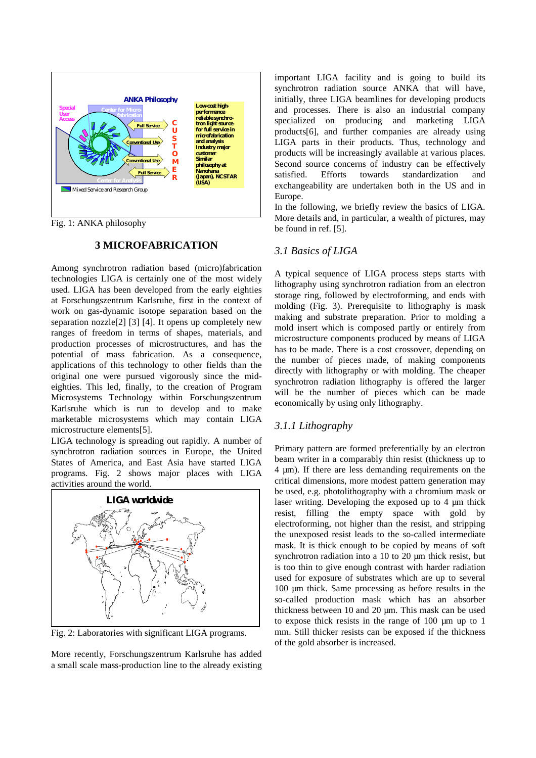Fig. 1: ANKA philosophy

## 3 MICROFABRICATION

Among synchrotron radiation based (micro)fabrication technologies LIGA is certainly one of the most widely used. LIGA has been developed from the early eighties at Forschungszentrum Karlsruhe, first in the context of work on gas-dynamic isotope separation based on the separation nozzle[2] [3] [4]. It opens up completely new ranges of freedom in terms of shapes, materials, and production processes of microstructures, and has the potential of mass fabrication. As a consequence, applications of this technology to other fields than the original one were pursued vigorously since the mid-eighties. This led, finally, to the creation of Program Microsystems Technology within Forschungszentrum Karlsruhe which is run to develop and to make marketable microsystems which may contain LIGA microstructure elements[5].

LIGA technology is spreading out rapidly. A number of synchrotron radiation sources in Europe, the United States of America, and East Asia have started LIGA programs. Fig. 2 shows major places with LIGA activities around the world.

Fig. 2: Laboratories with significant LIGA programs.

More recently, Forschungszentrum Karlsruhe has added a small scale mass-production line to the already existing important LIGA facility and is going to build its synchrotron radiation source ANKA that will have, initially, three LIGA beamlines for developing products and processes. There is also an industrial company specialized on producing and marketing LIGA products[6], and further companies are already using LIGA parts in their products. Thus, technology and products will be increasingly available at various places. Second source concerns of industry can be effectively satisfied. Efforts towards standardization and exchangeability are undertaken both in the US and in Europe.

In the following, we briefly review the basics of LIGA. More details and, in particular, a wealth of pictures, may be found in ref. [5].

### *3.1 Basics of LIGA*

A typical sequence of LIGA process steps starts with lithography using synchrotron radiation from an electron storage ring, followed by electroforming, and ends with molding (Fig. 3). Prerequisite to lithography is mask making and substrate preparation. Prior to molding a mold insert which is composed partly or entirely from microstructure components produced by means of LIGA has to be made. There is a cost crossover, depending on the number of pieces made, of making components directly with lithography or with molding. The cheaper synchrotron radiation lithography is offered the larger will be the number of pieces which can be made economically by using only lithography.

#### *3.1.1 Lithography*

Primary pattern are formed preferentially by an electron beam writer in a comparably thin resist (thickness up to 4 µm). If there are less demanding requirements on the critical dimensions, more modest pattern generation may be used, e.g. photolithography with a chromium mask or laser writing. Developing the exposed up to 4 µm thick resist, filling the empty space with gold by electroforming, not higher than the resist, and stripping the unexposed resist leads to the so-called intermediate mask. It is thick enough to be copied by means of soft synchrotron radiation into a 10 to 20 µm thick resist, but is too thin to give enough contrast with harder radiation used for exposure of substrates which are up to several 100 µm thick. Same processing as before results in the so-called production mask which has an absorber thickness between 10 and 20 µm. This mask can be used to expose thick resists in the range of 100 µm up to 1 mm. Still thicker resists can be exposed if the thickness of the gold absorber is increased.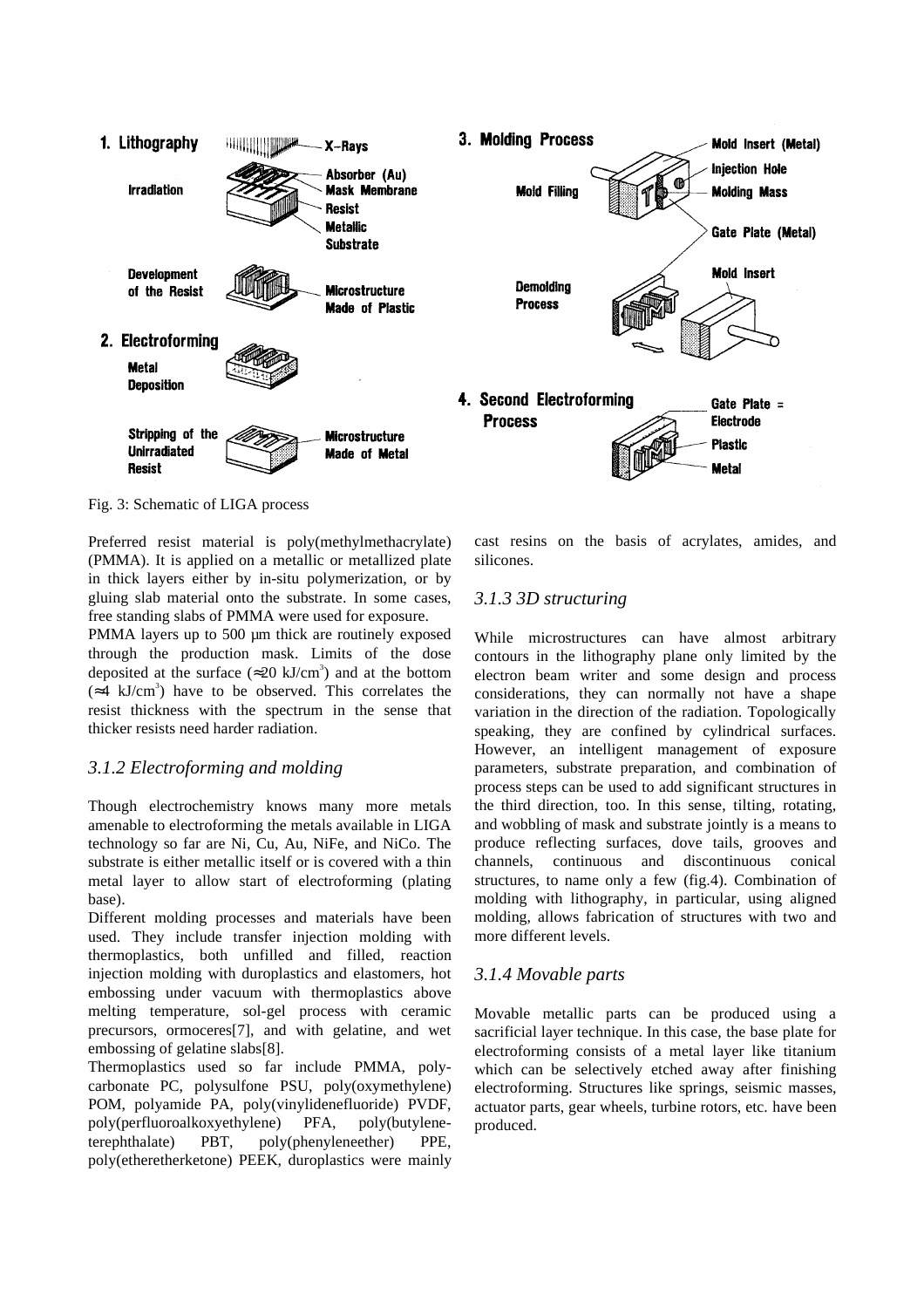Fig. 3: Schematic of LIGA process

Preferred resist material is poly(methylmethacrylate) (PMMA). It is applied on a metallic or metallized plate in thick layers either by in-situ polymerization, or by gluing slab material onto the substrate. In some cases, free standing slabs of PMMA were used for exposure.

PMMA layers up to 500 µm thick are routinely exposed through the production mask. Limits of the dose deposited at the surface (≈20 kJ/cm$^3$) and at the bottom (≈4 kJ/cm$^3$) have to be observed. This correlates the resist thickness with the spectrum in the sense that thicker resists need harder radiation.

### *3.1.2 Electroforming and molding*

Though electrochemistry knows many more metals amenable to electroforming the metals available in LIGA technology so far are Ni, Cu, Au, NiFe, and NiCo. The substrate is either metallic itself or is covered with a thin metal layer to allow start of electroforming (plating base).

Different molding processes and materials have been used. They include transfer injection molding with thermoplastics, both unfilled and filled, reaction injection molding with duroplastics and elastomers, hot embossing under vacuum with thermoplastics above melting temperature, sol-gel process with ceramic precursors, ormoceres[7], and with gelatine, and wet embossing of gelatine slabs[8].

Thermoplastics used so far include PMMA, polycarbonate PC, polysulfone PSU, poly(oxymethylene) POM, polyamide PA, poly(vinylidenefluoride) PVDF, poly(perfluoroalkoxyethylene) PFA, poly(butyleneterephthalate) PBT, poly(phenyleneether) PPE, poly(etheretherketone) PEEK, duroplastics were mainly cast resins on the basis of acrylates, amides, and silicones.

### *3.1.3 3D structuring*

While microstructures can have almost arbitrary contours in the lithography plane only limited by the electron beam writer and some design and process considerations, they can normally not have a shape variation in the direction of the radiation. Topologically speaking, they are confined by cylindrical surfaces. However, an intelligent management of exposure parameters, substrate preparation, and combination of process steps can be used to add significant structures in the third direction, too. In this sense, tilting, rotating, and wobbling of mask and substrate jointly is a means to produce reflecting surfaces, dove tails, grooves and channels, continuous and discontinuous conical structures, to name only a few (fig.4). Combination of molding with lithography, in particular, using aligned molding, allows fabrication of structures with two and more different levels.

### *3.1.4 Movable parts*

Movable metallic parts can be produced using a sacrificial layer technique. In this case, the base plate for electroforming consists of a metal layer like titanium which can be selectively etched away after finishing electroforming. Structures like springs, seismic masses, actuator parts, gear wheels, turbine rotors, etc. have been produced.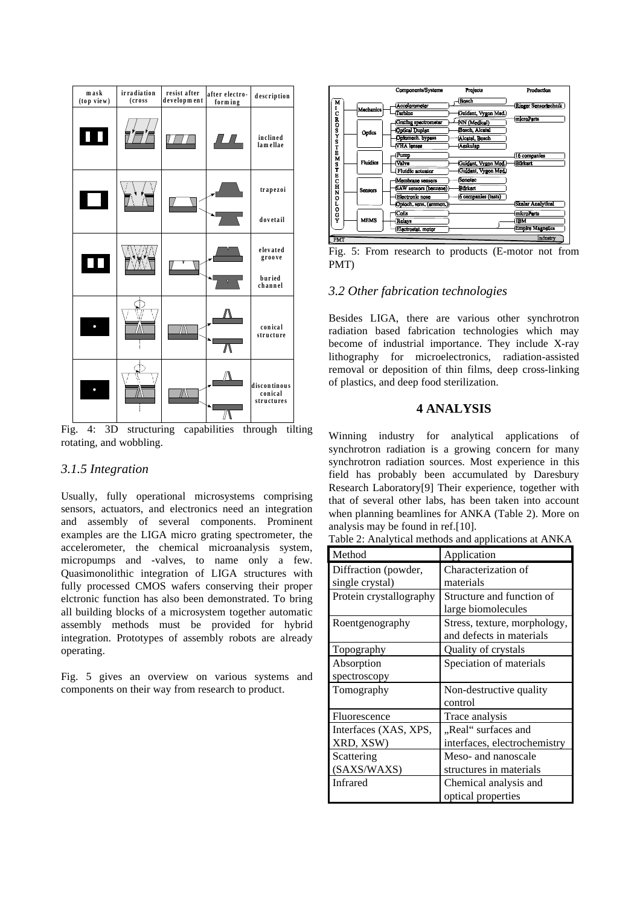Fig. 4: 3D structuring capabilities through tilting rotating, and wobbling.

### *3.1.5 Integration*

Usually, fully operational microsystems comprising sensors, actuators, and electronics need an integration and assembly of several components. Prominent examples are the LIGA micro grating spectrometer, the accelerometer, the chemical microanalysis system, micropumps and -valves, to name only a few. Quasimonolithic integration of LIGA structures with fully processed CMOS wafers conserving their proper elctronic function has also been demonstrated. To bring all building blocks of a microsystem together automatic assembly methods must be provided for hybrid integration. Prototypes of assembly robots are already operating.

Fig. 5 gives an overview on various systems and components on their way from research to product.

Fig. 5: From research to products (E-motor not from PMT)

### *3.2 Other fabrication technologies*

Besides LIGA, there are various other synchrotron radiation based fabrication technologies which may become of industrial importance. They include X-ray lithography for microelectronics, radiation-assisted removal or deposition of thin films, deep cross-linking of plastics, and deep food sterilization.

## 4 ANALYSIS

Winning industry for analytical applications of synchrotron radiation is a growing concern for many synchrotron radiation sources. Most experience in this field has probably been accumulated by Daresbury Research Laboratory[9] Their experience, together with that of several other labs, has been taken into account when planning beamlines for ANKA (Table 2). More on analysis may be found in ref.[10].

Table 2: Analytical methods and applications at ANKA

| Method | Application |
| --- | --- |
| Diffraction (powder, single crystal) | Characterization of materials |
| Protein crystallography | Structure and function of large biomolecules |
| Roentgenography | Stress, texture, morphology, and defects in materials |
| Topography | Quality of crystals |
| Absorption spectroscopy | Speciation of materials |
| Tomography | Non-destructive quality control |
| Fluorescence | Trace analysis |
| Interfaces (XAS, XPS, XRD, XSW) | „Real“ surfaces and interfaces, electrochemistry |
| Scattering (SAXS/WAXS) | Meso- and nanoscale structures in materials |
| Infrared | Chemical analysis and optical properties |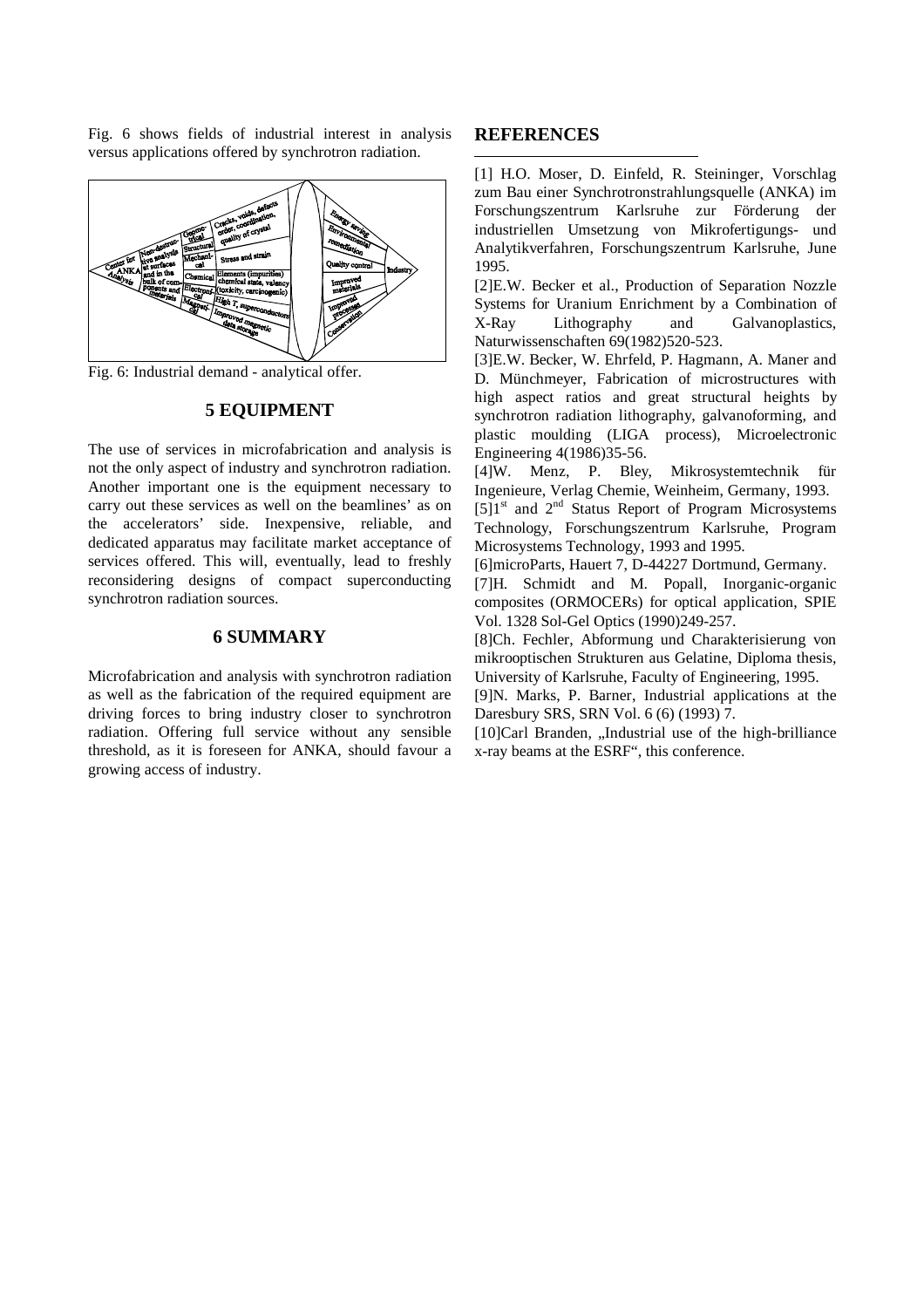Fig. 6 shows fields of industrial interest in analysis versus applications offered by synchrotron radiation.

Center for ANKA Analysis
Non-destructive analysis at surfaces and in the bulk of components and materials
Geometrical
Structural
Mechanical
Chemical
Electronical
Magnetical
Cracks, voids, defects order, coordination, quality of crystal
Stress and strain
Elements (impurities) chemical state, valency (toxicity, carcinogenic)
High T, superconductors
Improved magnetic data storage
Energy saving
Environmental remediation
Quality control
Improved materials
Improved processes
Conservation
Industry

Fig. 6: Industrial demand - analytical offer.

## 5 EQUIPMENT

The use of services in microfabrication and analysis is not the only aspect of industry and synchrotron radiation. Another important one is the equipment necessary to carry out these services as well on the beamlines' as on the accelerators' side. Inexpensive, reliable, and dedicated apparatus may facilitate market acceptance of services offered. This will, eventually, lead to freshly reconsidering designs of compact superconducting synchrotron radiation sources.

## 6 SUMMARY

Microfabrication and analysis with synchrotron radiation as well as the fabrication of the required equipment are driving forces to bring industry closer to synchrotron radiation. Offering full service without any sensible threshold, as it is foreseen for ANKA, should favour a growing access of industry.

## REFERENCES

[1] H.O. Moser, D. Einfeld, R. Steininger, Vorschlag zum Bau einer Synchrotronstrahlungsquelle (ANKA) im Forschungszentrum Karlsruhe zur Förderung der industriellen Umsetzung von Mikrofertigungs- und Analytikverfahren, Forschungszentrum Karlsruhe, June 1995.

[2]E.W. Becker et al., Production of Separation Nozzle Systems for Uranium Enrichment by a Combination of X-Ray Lithography and Galvanoplastics, Naturwissenschaften 69(1982)520-523.

[3]E.W. Becker, W. Ehrfeld, P. Hagmann, A. Maner and D. Münchmeyer, Fabrication of microstructures with high aspect ratios and great structural heights by synchrotron radiation lithography, galvanoforming, and plastic moulding (LIGA process), Microelectronic Engineering 4(1986)35-56.

[4]W. Menz, P. Bley, Mikrosystemtechnik für Ingenieure, Verlag Chemie, Weinheim, Germany, 1993.

[5]1st and 2nd Status Report of Program Microsystems Technology, Forschungszentrum Karlsruhe, Program Microsystems Technology, 1993 and 1995.

[6]microParts, Hauert 7, D-44227 Dortmund, Germany.

[7]H. Schmidt and M. Popall, Inorganic-organic composites (ORMOCERs) for optical application, SPIE Vol. 1328 Sol-Gel Optics (1990)249-257.

[8]Ch. Fechler, Abformung und Charakterisierung von mikrooptischen Strukturen aus Gelatine, Diploma thesis, University of Karlsruhe, Faculty of Engineering, 1995.

[9]N. Marks, P. Barner, Industrial applications at the Daresbury SRS, SRN Vol. 6 (6) (1993) 7.

[10]Carl Branden, „Industrial use of the high-brilliance x-ray beams at the ESRF", this conference.